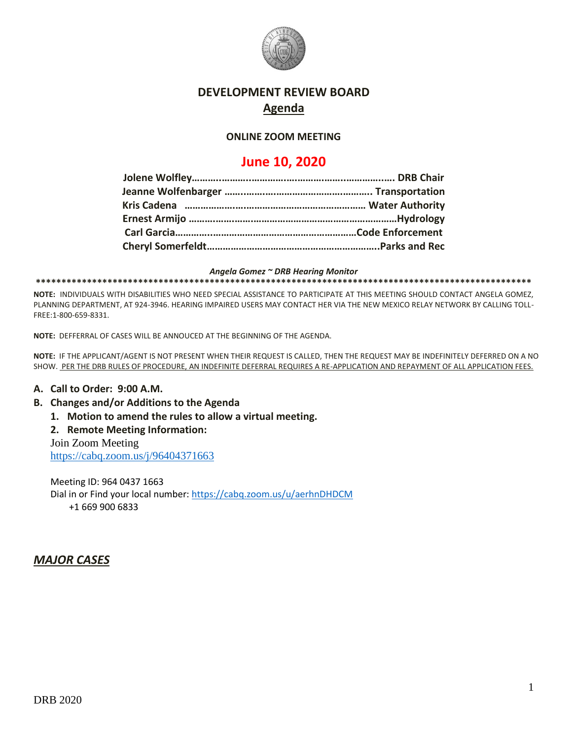# DEVELOPMENT REVIEW BOARD

## Agenda

**ONLINE ZOOM MEETING**

## June 10, 2020

**Jolene Wolfley……………………………………………………………. DRB Chair**
**Jeanne Wolfenbarger ……………………………………………. Transportation**
**Kris Cadena ……………………………………………………… Water Authority**
**Ernest Armijo ……………………………………………………………Hydrology**
**Carl Garcia…………………………………………………………Code Enforcement**
**Cheryl Somerfeldt…………………………………………………………..Parks and Rec**

***Angela Gomez ~ DRB Hearing Monitor***

*****************************************************************************************************

**NOTE:** INDIVIDUALS WITH DISABILITIES WHO NEED SPECIAL ASSISTANCE TO PARTICIPATE AT THIS MEETING SHOULD CONTACT ANGELA GOMEZ, PLANNING DEPARTMENT, AT 924-3946. HEARING IMPAIRED USERS MAY CONTACT HER VIA THE NEW MEXICO RELAY NETWORK BY CALLING TOLL-FREE:1-800-659-8331.

**NOTE:** DEFFERRAL OF CASES WILL BE ANNOUCED AT THE BEGINNING OF THE AGENDA.

**NOTE:** IF THE APPLICANT/AGENT IS NOT PRESENT WHEN THEIR REQUEST IS CALLED, THEN THE REQUEST MAY BE INDEFINITELY DEFERRED ON A NO SHOW. PER THE DRB RULES OF PROCEDURE, AN INDEFINITE DEFERRAL REQUIRES A RE-APPLICATION AND REPAYMENT OF ALL APPLICATION FEES.

**A. Call to Order: 9:00 A.M.**

**B. Changes and/or Additions to the Agenda**

**1. Motion to amend the rules to allow a virtual meeting.**

**2. Remote Meeting Information:**

Join Zoom Meeting
https://cabq.zoom.us/j/96404371663

Meeting ID: 964 0437 1663
Dial in or Find your local number: https://cabq.zoom.us/u/aerhnDHDCM
+1 669 900 6833

## ***MAJOR CASES***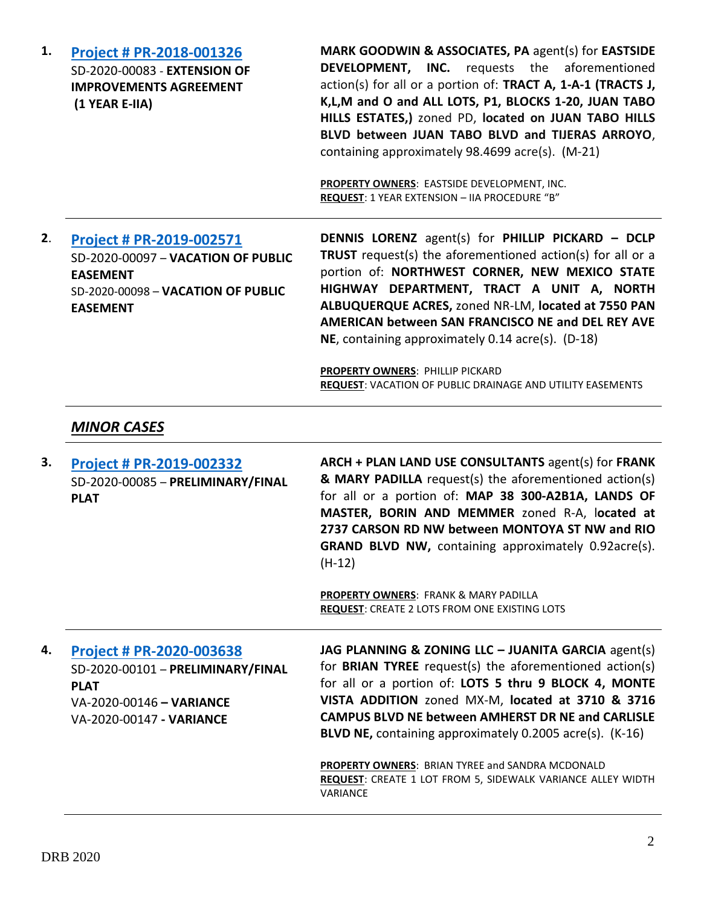1. **Project # PR-2018-001326**
SD-2020-00083 - **EXTENSION OF IMPROVEMENTS AGREEMENT (1 YEAR E-IIA)**

**MARK GOODWIN & ASSOCIATES, PA** agent(s) for **EASTSIDE DEVELOPMENT, INC.** requests the aforementioned action(s) for all or a portion of: **TRACT A, 1-A-1 (TRACTS J, K,L,M and O and ALL LOTS, P1, BLOCKS 1-20, JUAN TABO HILLS ESTATES,)** zoned PD, **located on JUAN TABO HILLS BLVD between JUAN TABO BLVD and TIJERAS ARROYO**, containing approximately 98.4699 acre(s). (M-21)

**PROPERTY OWNERS**: EASTSIDE DEVELOPMENT, INC.
**REQUEST**: 1 YEAR EXTENSION – IIA PROCEDURE "B"

---

2. **Project # PR-2019-002571**
SD-2020-00097 – **VACATION OF PUBLIC EASEMENT**
SD-2020-00098 – **VACATION OF PUBLIC EASEMENT**

**DENNIS LORENZ** agent(s) for **PHILLIP PICKARD – DCLP TRUST** request(s) the aforementioned action(s) for all or a portion of: **NORTHWEST CORNER, NEW MEXICO STATE HIGHWAY DEPARTMENT, TRACT A UNIT A, NORTH ALBUQUERQUE ACRES,** zoned NR-LM, **located at 7550 PAN AMERICAN between SAN FRANCISCO NE and DEL REY AVE NE**, containing approximately 0.14 acre(s). (D-18)

**PROPERTY OWNERS**: PHILLIP PICKARD
**REQUEST**: VACATION OF PUBLIC DRAINAGE AND UTILITY EASEMENTS

---

## *MINOR CASES*

---

3. **Project # PR-2019-002332**
SD-2020-00085 – **PRELIMINARY/FINAL PLAT**

**ARCH + PLAN LAND USE CONSULTANTS** agent(s) for **FRANK & MARY PADILLA** request(s) the aforementioned action(s) for all or a portion of: **MAP 38 300-A2B1A, LANDS OF MASTER, BORIN AND MEMMER** zoned R-A, **located at 2737 CARSON RD NW between MONTOYA ST NW and RIO GRAND BLVD NW,** containing approximately 0.92acre(s). (H-12)

**PROPERTY OWNERS**: FRANK & MARY PADILLA
**REQUEST**: CREATE 2 LOTS FROM ONE EXISTING LOTS

---

4. **Project # PR-2020-003638**
SD-2020-00101 – **PRELIMINARY/FINAL PLAT**
VA-2020-00146 **– VARIANCE**
VA-2020-00147 **- VARIANCE**

**JAG PLANNING & ZONING LLC – JUANITA GARCIA** agent(s) for **BRIAN TYREE** request(s) the aforementioned action(s) for all or a portion of: **LOTS 5 thru 9 BLOCK 4, MONTE VISTA ADDITION** zoned MX-M, **located at 3710 & 3716 CAMPUS BLVD NE between AMHERST DR NE and CARLISLE BLVD NE,** containing approximately 0.2005 acre(s). (K-16)

**PROPERTY OWNERS**: BRIAN TYREE and SANDRA MCDONALD
**REQUEST**: CREATE 1 LOT FROM 5, SIDEWALK VARIANCE ALLEY WIDTH VARIANCE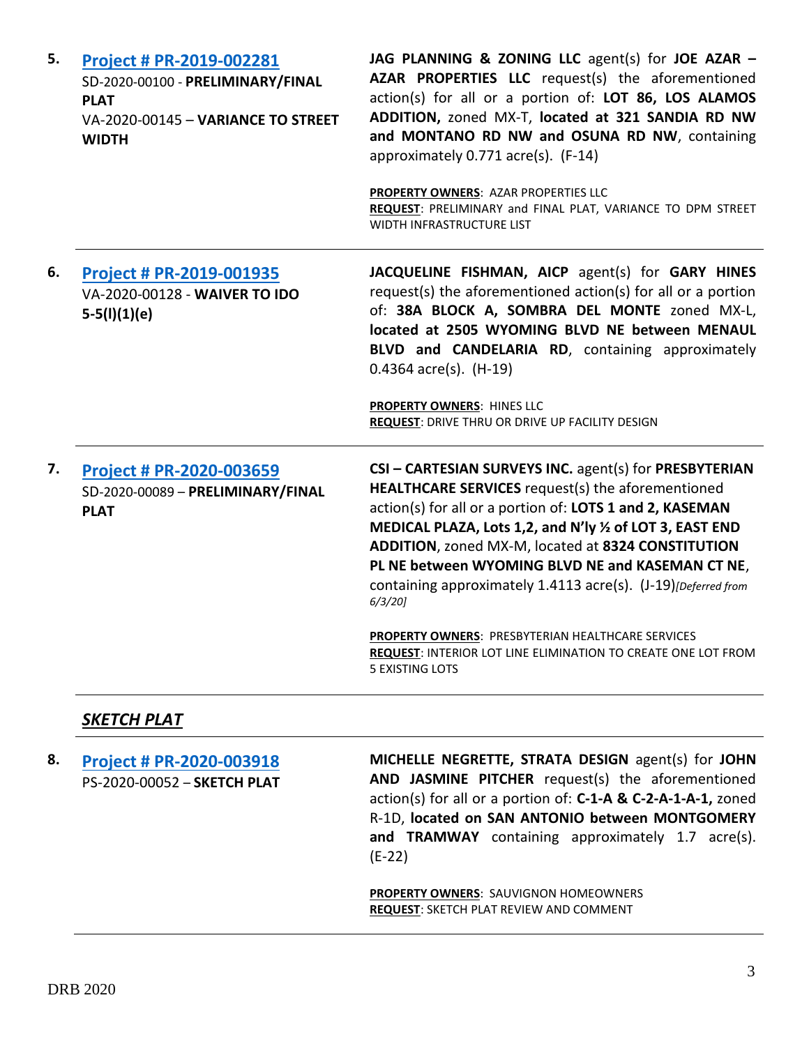5. **[Project # PR-2019-002281](#)**
SD-2020-00100 - **PRELIMINARY/FINAL PLAT**
VA-2020-00145 – **VARIANCE TO STREET WIDTH**

**JAG PLANNING & ZONING LLC** agent(s) for **JOE AZAR – AZAR PROPERTIES LLC** request(s) the aforementioned action(s) for all or a portion of: **LOT 86, LOS ALAMOS ADDITION,** zoned MX-T, **located at 321 SANDIA RD NW and MONTANO RD NW and OSUNA RD NW**, containing approximately 0.771 acre(s). (F-14)

**PROPERTY OWNERS**: AZAR PROPERTIES LLC
**REQUEST**: PRELIMINARY and FINAL PLAT, VARIANCE TO DPM STREET WIDTH INFRASTRUCTURE LIST

---

6. **[Project # PR-2019-001935](#)**
VA-2020-00128 - **WAIVER TO IDO 5-5(I)(1)(e)**

**JACQUELINE FISHMAN, AICP** agent(s) for **GARY HINES** request(s) the aforementioned action(s) for all or a portion of: **38A BLOCK A, SOMBRA DEL MONTE** zoned MX-L, **located at 2505 WYOMING BLVD NE between MENAUL BLVD and CANDELARIA RD**, containing approximately 0.4364 acre(s). (H-19)

**PROPERTY OWNERS**: HINES LLC
**REQUEST**: DRIVE THRU OR DRIVE UP FACILITY DESIGN

---

7. **[Project # PR-2020-003659](#)**
SD-2020-00089 – **PRELIMINARY/FINAL PLAT**

**CSI – CARTESIAN SURVEYS INC.** agent(s) for **PRESBYTERIAN HEALTHCARE SERVICES** request(s) the aforementioned action(s) for all or a portion of: **LOTS 1 and 2, KASEMAN MEDICAL PLAZA, Lots 1,2, and N'ly ½ of LOT 3, EAST END ADDITION**, zoned MX-M, located at **8324 CONSTITUTION PL NE between WYOMING BLVD NE and KASEMAN CT NE**, containing approximately 1.4113 acre(s). (J-19)*[Deferred from 6/3/20]*

**PROPERTY OWNERS**: PRESBYTERIAN HEALTHCARE SERVICES
**REQUEST**: INTERIOR LOT LINE ELIMINATION TO CREATE ONE LOT FROM 5 EXISTING LOTS

---

## ***SKETCH PLAT***

---

8. **[Project # PR-2020-003918](#)**
PS-2020-00052 – **SKETCH PLAT**

**MICHELLE NEGRETTE, STRATA DESIGN** agent(s) for **JOHN AND JASMINE PITCHER** request(s) the aforementioned action(s) for all or a portion of: **C-1-A & C-2-A-1-A-1,** zoned R-1D, **located on SAN ANTONIO between MONTGOMERY and TRAMWAY** containing approximately 1.7 acre(s). (E-22)

**PROPERTY OWNERS**: SAUVIGNON HOMEOWNERS
**REQUEST**: SKETCH PLAT REVIEW AND COMMENT

---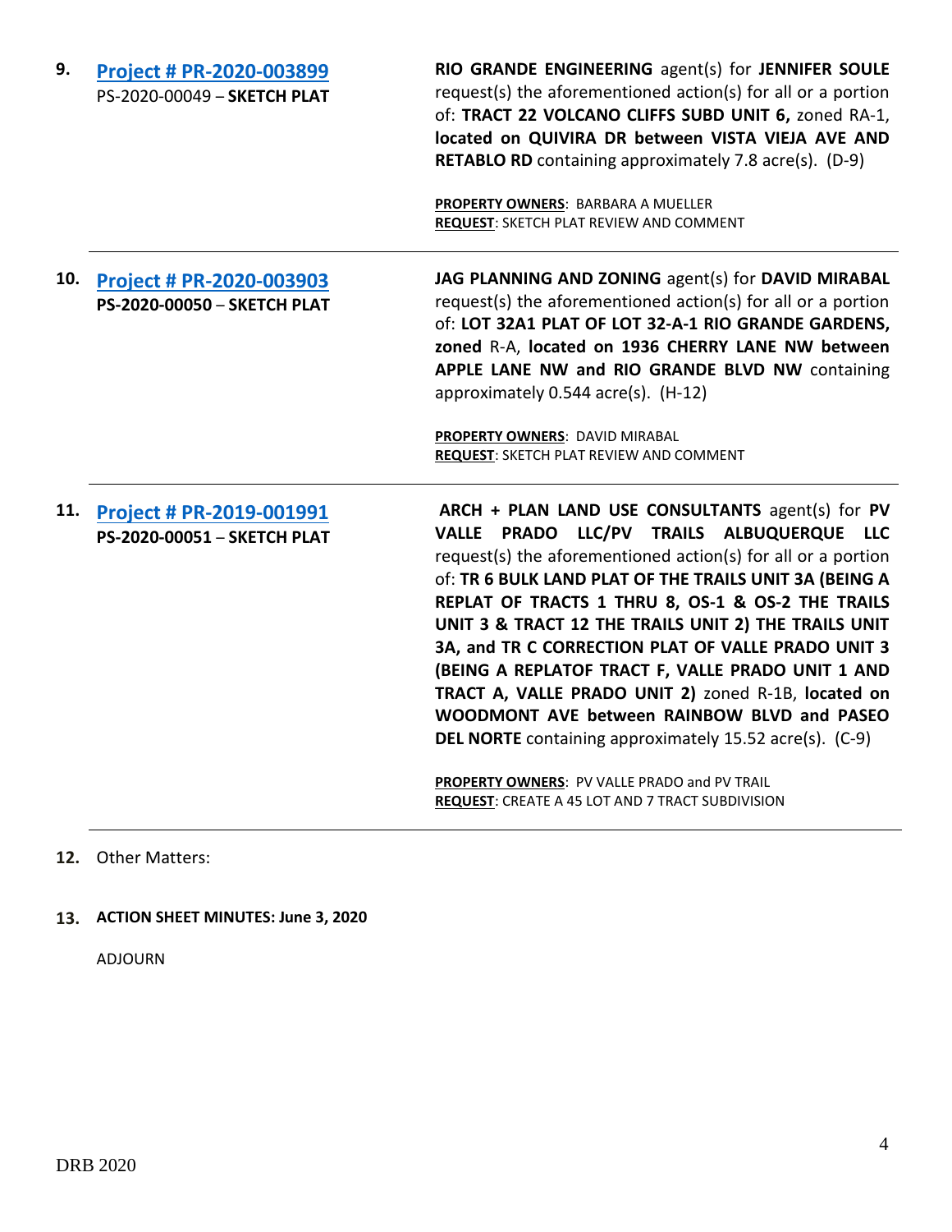**9.** **[Project # PR-2020-003899](Project # PR-2020-003899)**
PS-2020-00049 – **SKETCH PLAT**

**RIO GRANDE ENGINEERING** agent(s) for **JENNIFER SOULE** request(s) the aforementioned action(s) for all or a portion of: **TRACT 22 VOLCANO CLIFFS SUBD UNIT 6,** zoned RA-1, **located on QUIVIRA DR between VISTA VIEJA AVE AND RETABLO RD** containing approximately 7.8 acre(s). (D-9)

**PROPERTY OWNERS**: BARBARA A MUELLER
**REQUEST**: SKETCH PLAT REVIEW AND COMMENT

---

**10.** **[Project # PR-2020-003903](Project # PR-2020-003903)**
**PS-2020-00050** – **SKETCH PLAT**

**JAG PLANNING AND ZONING** agent(s) for **DAVID MIRABAL** request(s) the aforementioned action(s) for all or a portion of: **LOT 32A1 PLAT OF LOT 32-A-1 RIO GRANDE GARDENS, zoned** R-A, **located on 1936 CHERRY LANE NW between APPLE LANE NW and RIO GRANDE BLVD NW** containing approximately 0.544 acre(s). (H-12)

**PROPERTY OWNERS**: DAVID MIRABAL
**REQUEST**: SKETCH PLAT REVIEW AND COMMENT

---

**11.** **[Project # PR-2019-001991](Project # PR-2019-001991)**
**PS-2020-00051** – **SKETCH PLAT**

**ARCH + PLAN LAND USE CONSULTANTS** agent(s) for **PV VALLE PRADO LLC/PV TRAILS ALBUQUERQUE LLC** request(s) the aforementioned action(s) for all or a portion of: **TR 6 BULK LAND PLAT OF THE TRAILS UNIT 3A (BEING A REPLAT OF TRACTS 1 THRU 8, OS-1 & OS-2 THE TRAILS UNIT 3 & TRACT 12 THE TRAILS UNIT 2) THE TRAILS UNIT 3A, and TR C CORRECTION PLAT OF VALLE PRADO UNIT 3 (BEING A REPLATOF TRACT F, VALLE PRADO UNIT 1 AND TRACT A, VALLE PRADO UNIT 2)** zoned R-1B, **located on WOODMONT AVE between RAINBOW BLVD and PASEO DEL NORTE** containing approximately 15.52 acre(s). (C-9)

**PROPERTY OWNERS**: PV VALLE PRADO and PV TRAIL
**REQUEST**: CREATE A 45 LOT AND 7 TRACT SUBDIVISION

---

**12.** Other Matters:

**13.** **ACTION SHEET MINUTES: June 3, 2020**

ADJOURN

DRB 2020